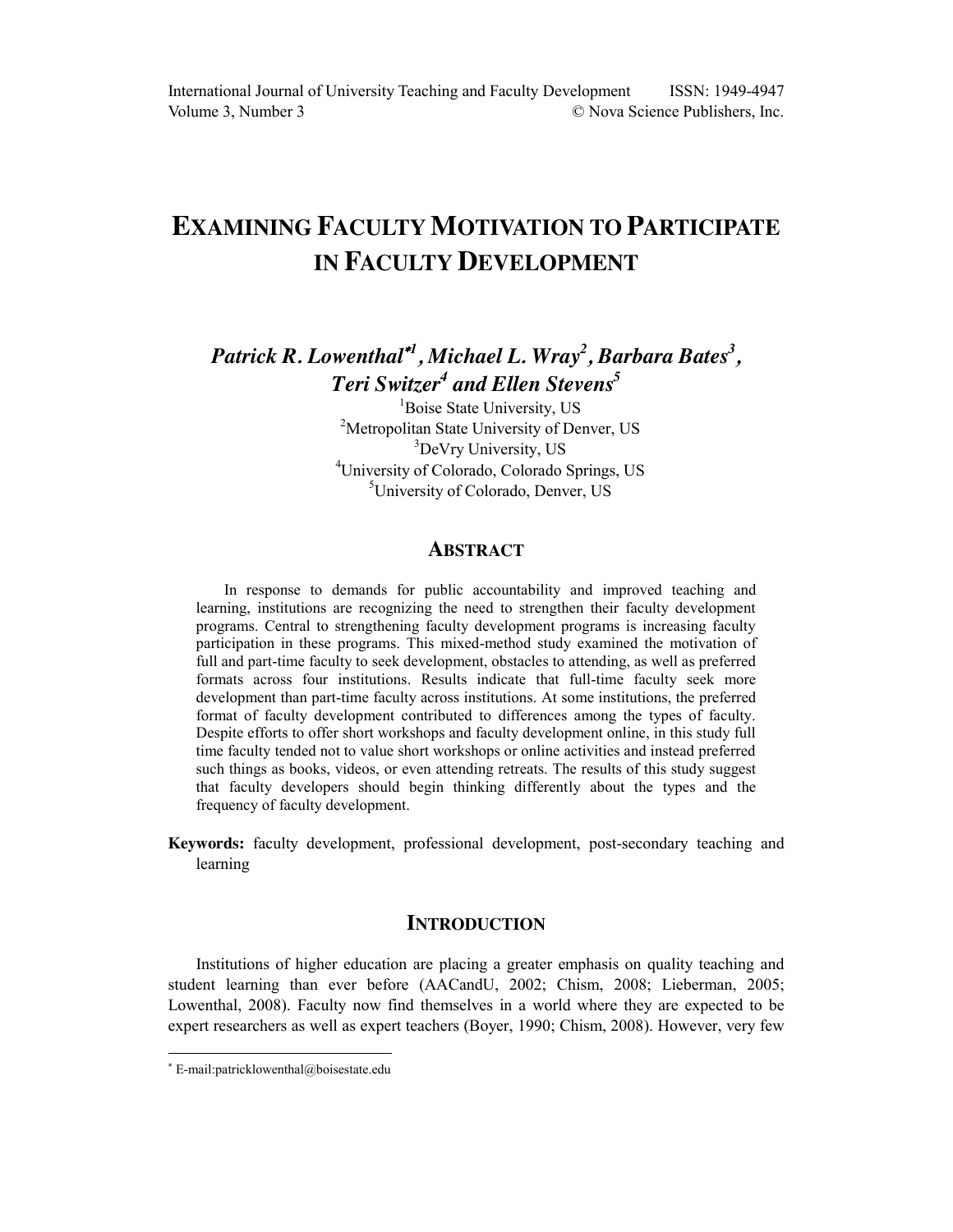# EXAMINING FACULTY MOTIVATION TO PARTICIPATE IN FACULTY DEVELOPMENT

***Patrick R. Lowenthal*[1], Michael L. Wray[2], Barbara Bates[3], Teri Switzer[4] and Ellen Stevens[5]***

[1]Boise State University, US
[2]Metropolitan State University of Denver, US
[3]DeVry University, US
[4]University of Colorado, Colorado Springs, US
[5]University of Colorado, Denver, US

## ABSTRACT

In response to demands for public accountability and improved teaching and learning, institutions are recognizing the need to strengthen their faculty development programs. Central to strengthening faculty development programs is increasing faculty participation in these programs. This mixed-method study examined the motivation of full and part-time faculty to seek development, obstacles to attending, as well as preferred formats across four institutions. Results indicate that full-time faculty seek more development than part-time faculty across institutions. At some institutions, the preferred format of faculty development contributed to differences among the types of faculty. Despite efforts to offer short workshops and faculty development online, in this study full time faculty tended not to value short workshops or online activities and instead preferred such things as books, videos, or even attending retreats. The results of this study suggest that faculty developers should begin thinking differently about the types and the frequency of faculty development.

**Keywords:** faculty development, professional development, post-secondary teaching and learning

## INTRODUCTION

Institutions of higher education are placing a greater emphasis on quality teaching and student learning than ever before (AACandU, 2002; Chism, 2008; Lieberman, 2005; Lowenthal, 2008). Faculty now find themselves in a world where they are expected to be expert researchers as well as expert teachers (Boyer, 1990; Chism, 2008). However, very few

* E-mail:patricklowenthal@boisestate.edu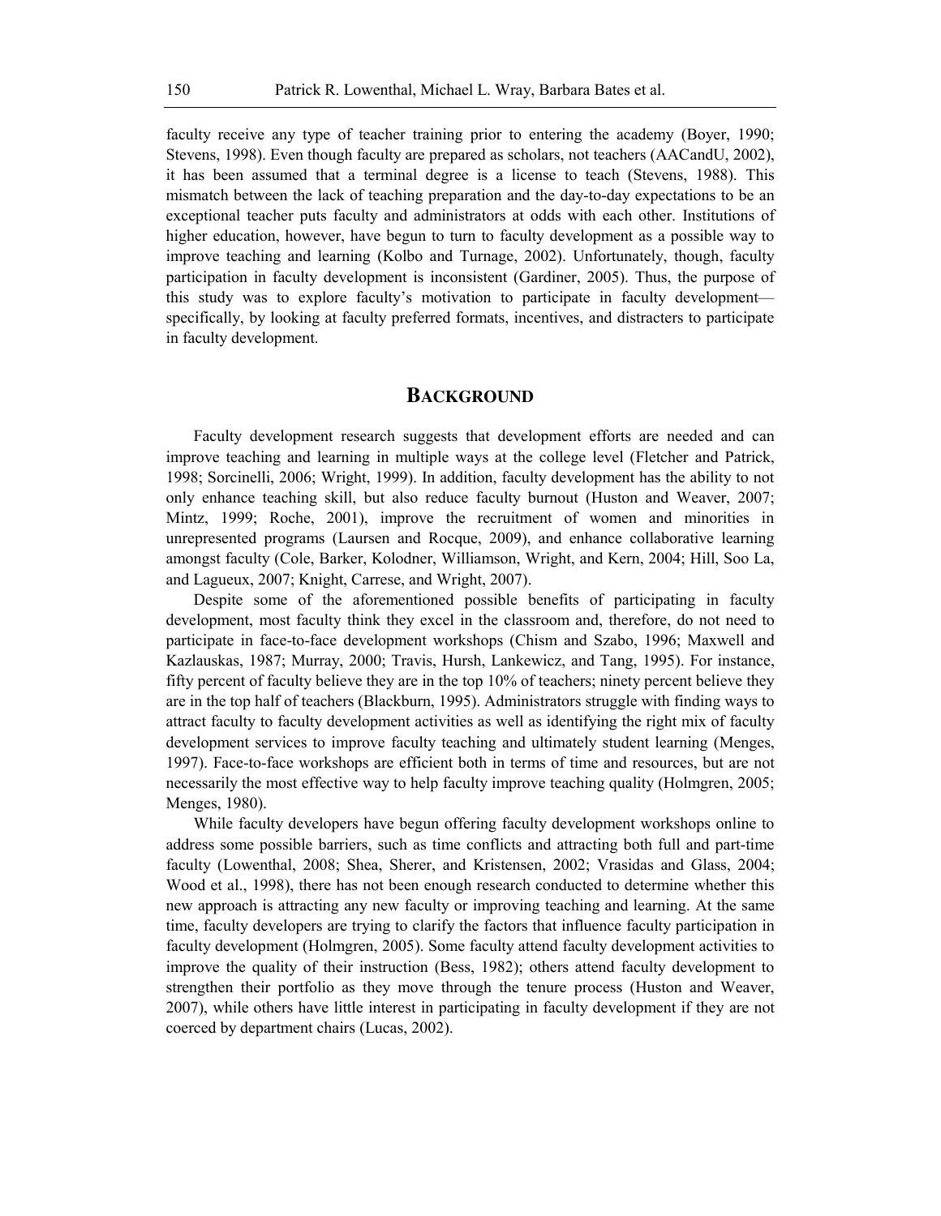faculty receive any type of teacher training prior to entering the academy (Boyer, 1990; Stevens, 1998). Even though faculty are prepared as scholars, not teachers (AACandU, 2002), it has been assumed that a terminal degree is a license to teach (Stevens, 1988). This mismatch between the lack of teaching preparation and the day-to-day expectations to be an exceptional teacher puts faculty and administrators at odds with each other. Institutions of higher education, however, have begun to turn to faculty development as a possible way to improve teaching and learning (Kolbo and Turnage, 2002). Unfortunately, though, faculty participation in faculty development is inconsistent (Gardiner, 2005). Thus, the purpose of this study was to explore faculty's motivation to participate in faculty development—specifically, by looking at faculty preferred formats, incentives, and distracters to participate in faculty development.

## Background

Faculty development research suggests that development efforts are needed and can improve teaching and learning in multiple ways at the college level (Fletcher and Patrick, 1998; Sorcinelli, 2006; Wright, 1999). In addition, faculty development has the ability to not only enhance teaching skill, but also reduce faculty burnout (Huston and Weaver, 2007; Mintz, 1999; Roche, 2001), improve the recruitment of women and minorities in unrepresented programs (Laursen and Rocque, 2009), and enhance collaborative learning amongst faculty (Cole, Barker, Kolodner, Williamson, Wright, and Kern, 2004; Hill, Soo La, and Lagueux, 2007; Knight, Carrese, and Wright, 2007).

Despite some of the aforementioned possible benefits of participating in faculty development, most faculty think they excel in the classroom and, therefore, do not need to participate in face-to-face development workshops (Chism and Szabo, 1996; Maxwell and Kazlauskas, 1987; Murray, 2000; Travis, Hursh, Lankewicz, and Tang, 1995). For instance, fifty percent of faculty believe they are in the top 10% of teachers; ninety percent believe they are in the top half of teachers (Blackburn, 1995). Administrators struggle with finding ways to attract faculty to faculty development activities as well as identifying the right mix of faculty development services to improve faculty teaching and ultimately student learning (Menges, 1997). Face-to-face workshops are efficient both in terms of time and resources, but are not necessarily the most effective way to help faculty improve teaching quality (Holmgren, 2005; Menges, 1980).

While faculty developers have begun offering faculty development workshops online to address some possible barriers, such as time conflicts and attracting both full and part-time faculty (Lowenthal, 2008; Shea, Sherer, and Kristensen, 2002; Vrasidas and Glass, 2004; Wood et al., 1998), there has not been enough research conducted to determine whether this new approach is attracting any new faculty or improving teaching and learning. At the same time, faculty developers are trying to clarify the factors that influence faculty participation in faculty development (Holmgren, 2005). Some faculty attend faculty development activities to improve the quality of their instruction (Bess, 1982); others attend faculty development to strengthen their portfolio as they move through the tenure process (Huston and Weaver, 2007), while others have little interest in participating in faculty development if they are not coerced by department chairs (Lucas, 2002).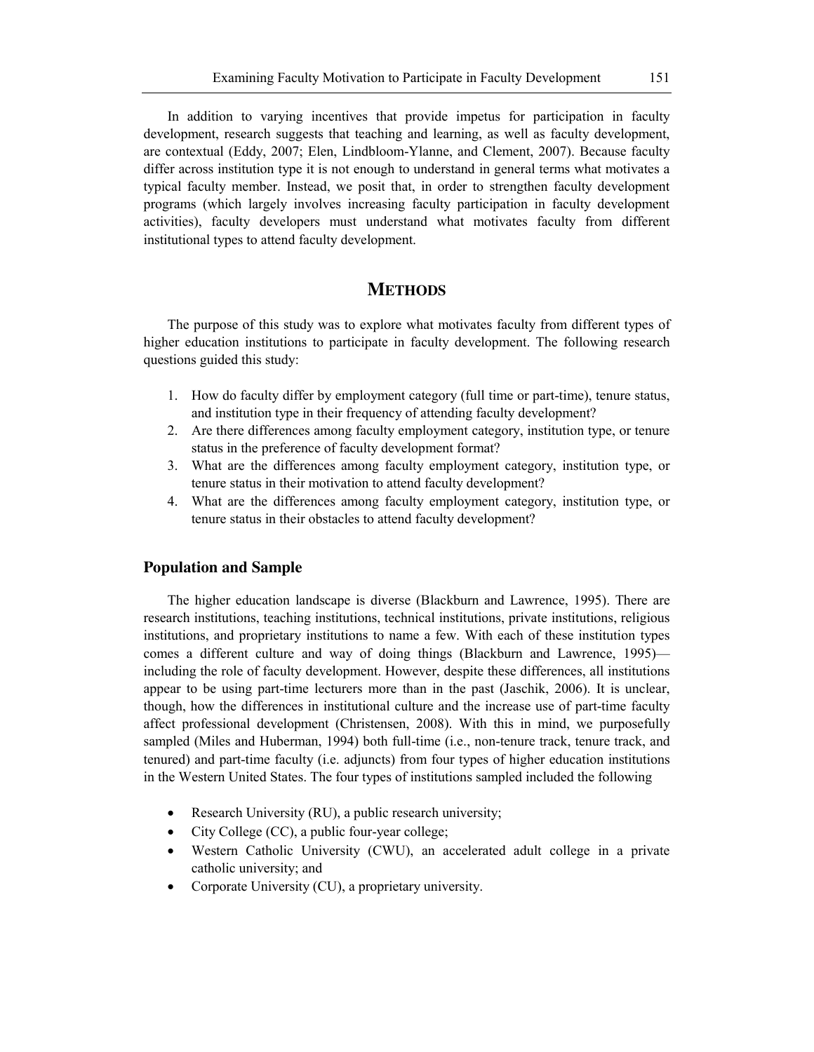In addition to varying incentives that provide impetus for participation in faculty development, research suggests that teaching and learning, as well as faculty development, are contextual (Eddy, 2007; Elen, Lindbloom-Ylanne, and Clement, 2007). Because faculty differ across institution type it is not enough to understand in general terms what motivates a typical faculty member. Instead, we posit that, in order to strengthen faculty development programs (which largely involves increasing faculty participation in faculty development activities), faculty developers must understand what motivates faculty from different institutional types to attend faculty development.

## METHODS

The purpose of this study was to explore what motivates faculty from different types of higher education institutions to participate in faculty development. The following research questions guided this study:

1. How do faculty differ by employment category (full time or part-time), tenure status, and institution type in their frequency of attending faculty development?
2. Are there differences among faculty employment category, institution type, or tenure status in the preference of faculty development format?
3. What are the differences among faculty employment category, institution type, or tenure status in their motivation to attend faculty development?
4. What are the differences among faculty employment category, institution type, or tenure status in their obstacles to attend faculty development?

### Population and Sample

The higher education landscape is diverse (Blackburn and Lawrence, 1995). There are research institutions, teaching institutions, technical institutions, private institutions, religious institutions, and proprietary institutions to name a few. With each of these institution types comes a different culture and way of doing things (Blackburn and Lawrence, 1995)—including the role of faculty development. However, despite these differences, all institutions appear to be using part-time lecturers more than in the past (Jaschik, 2006). It is unclear, though, how the differences in institutional culture and the increase use of part-time faculty affect professional development (Christensen, 2008). With this in mind, we purposefully sampled (Miles and Huberman, 1994) both full-time (i.e., non-tenure track, tenure track, and tenured) and part-time faculty (i.e. adjuncts) from four types of higher education institutions in the Western United States. The four types of institutions sampled included the following

- Research University (RU), a public research university;
- City College (CC), a public four-year college;
- Western Catholic University (CWU), an accelerated adult college in a private catholic university; and
- Corporate University (CU), a proprietary university.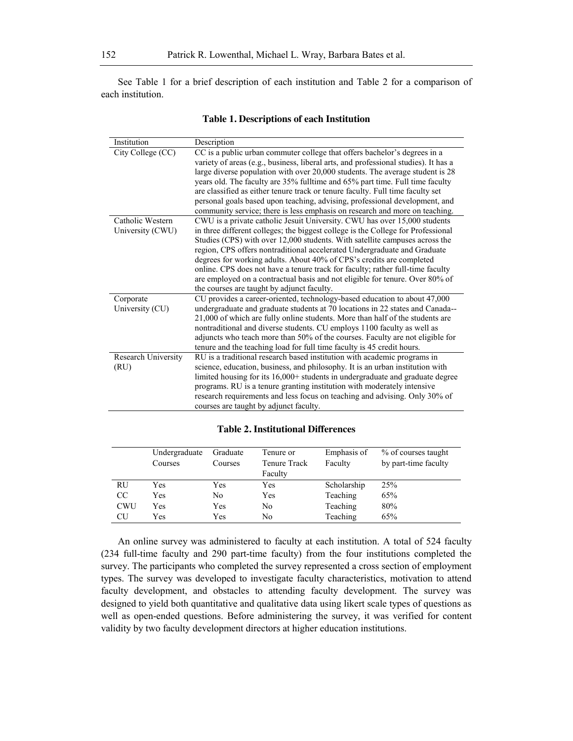See Table 1 for a brief description of each institution and Table 2 for a comparison of each institution.

**Table 1. Descriptions of each Institution**

| Institution | Description |
|---|---|
| City College (CC) | CC is a public urban commuter college that offers bachelor's degrees in a variety of areas (e.g., business, liberal arts, and professional studies). It has a large diverse population with over 20,000 students. The average student is 28 years old. The faculty are 35% fulltime and 65% part time. Full time faculty are classified as either tenure track or tenure faculty. Full time faculty set personal goals based upon teaching, advising, professional development, and community service; there is less emphasis on research and more on teaching. |
| Catholic Western University (CWU) | CWU is a private catholic Jesuit University. CWU has over 15,000 students in three different colleges; the biggest college is the College for Professional Studies (CPS) with over 12,000 students. With satellite campuses across the region, CPS offers nontraditional accelerated Undergraduate and Graduate degrees for working adults. About 40% of CPS's credits are completed online. CPS does not have a tenure track for faculty; rather full-time faculty are employed on a contractual basis and not eligible for tenure. Over 80% of the courses are taught by adjunct faculty. |
| Corporate University (CU) | CU provides a career-oriented, technology-based education to about 47,000 undergraduate and graduate students at 70 locations in 22 states and Canada--21,000 of which are fully online students. More than half of the students are nontraditional and diverse students. CU employs 1100 faculty as well as adjuncts who teach more than 50% of the courses. Faculty are not eligible for tenure and the teaching load for full time faculty is 45 credit hours. |
| Research University (RU) | RU is a traditional research based institution with academic programs in science, education, business, and philosophy. It is an urban institution with limited housing for its 16,000+ students in undergraduate and graduate degree programs. RU is a tenure granting institution with moderately intensive research requirements and less focus on teaching and advising. Only 30% of courses are taught by adjunct faculty. |

**Table 2. Institutional Differences**

| | Undergraduate Courses | Graduate Courses | Tenure or Tenure Track Faculty | Emphasis of Faculty | % of courses taught by part-time faculty |
|---|---|---|---|---|---|
| RU | Yes | Yes | Yes | Scholarship | 25% |
| CC | Yes | No | Yes | Teaching | 65% |
| CWU | Yes | Yes | No | Teaching | 80% |
| CU | Yes | Yes | No | Teaching | 65% |

An online survey was administered to faculty at each institution. A total of 524 faculty (234 full-time faculty and 290 part-time faculty) from the four institutions completed the survey. The participants who completed the survey represented a cross section of employment types. The survey was developed to investigate faculty characteristics, motivation to attend faculty development, and obstacles to attending faculty development. The survey was designed to yield both quantitative and qualitative data using likert scale types of questions as well as open-ended questions. Before administering the survey, it was verified for content validity by two faculty development directors at higher education institutions.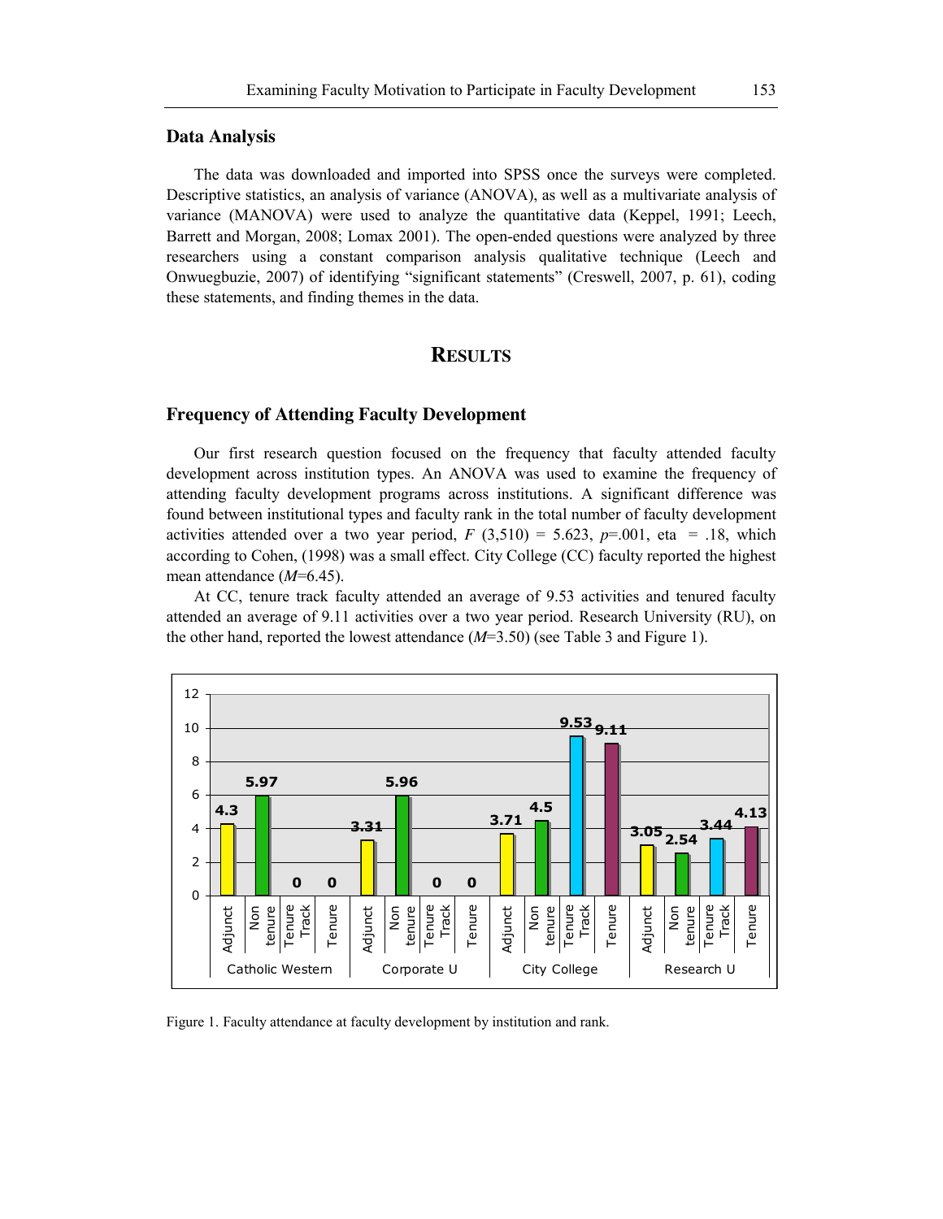## Data Analysis

The data was downloaded and imported into SPSS once the surveys were completed. Descriptive statistics, an analysis of variance (ANOVA), as well as a multivariate analysis of variance (MANOVA) were used to analyze the quantitative data (Keppel, 1991; Leech, Barrett and Morgan, 2008; Lomax 2001). The open-ended questions were analyzed by three researchers using a constant comparison analysis qualitative technique (Leech and Onwuegbuzie, 2007) of identifying "significant statements" (Creswell, 2007, p. 61), coding these statements, and finding themes in the data.

# RESULTS

## Frequency of Attending Faculty Development

Our first research question focused on the frequency that faculty attended faculty development across institution types. An ANOVA was used to examine the frequency of attending faculty development programs across institutions. A significant difference was found between institutional types and faculty rank in the total number of faculty development activities attended over a two year period, $F$ (3,510) = 5.623, $p$=.001, eta = .18, which according to Cohen, (1998) was a small effect. City College (CC) faculty reported the highest mean attendance ($M$=6.45).

At CC, tenure track faculty attended an average of 9.53 activities and tenured faculty attended an average of 9.11 activities over a two year period. Research University (RU), on the other hand, reported the lowest attendance ($M$=3.50) (see Table 3 and Figure 1).

| Institution | Adjunct | Non tenure | Tenure Track | Tenure |
|---|---|---|---|---|
| Catholic Western | 4.3 | 5.97 | 0 | 0 |
| Corporate U | 3.31 | 5.96 | 0 | 0 |
| City College | 3.71 | 4.5 | 9.53 | 9.11 |
| Research U | 3.05 | 2.54 | 3.44 | 4.13 |

Figure 1. Faculty attendance at faculty development by institution and rank.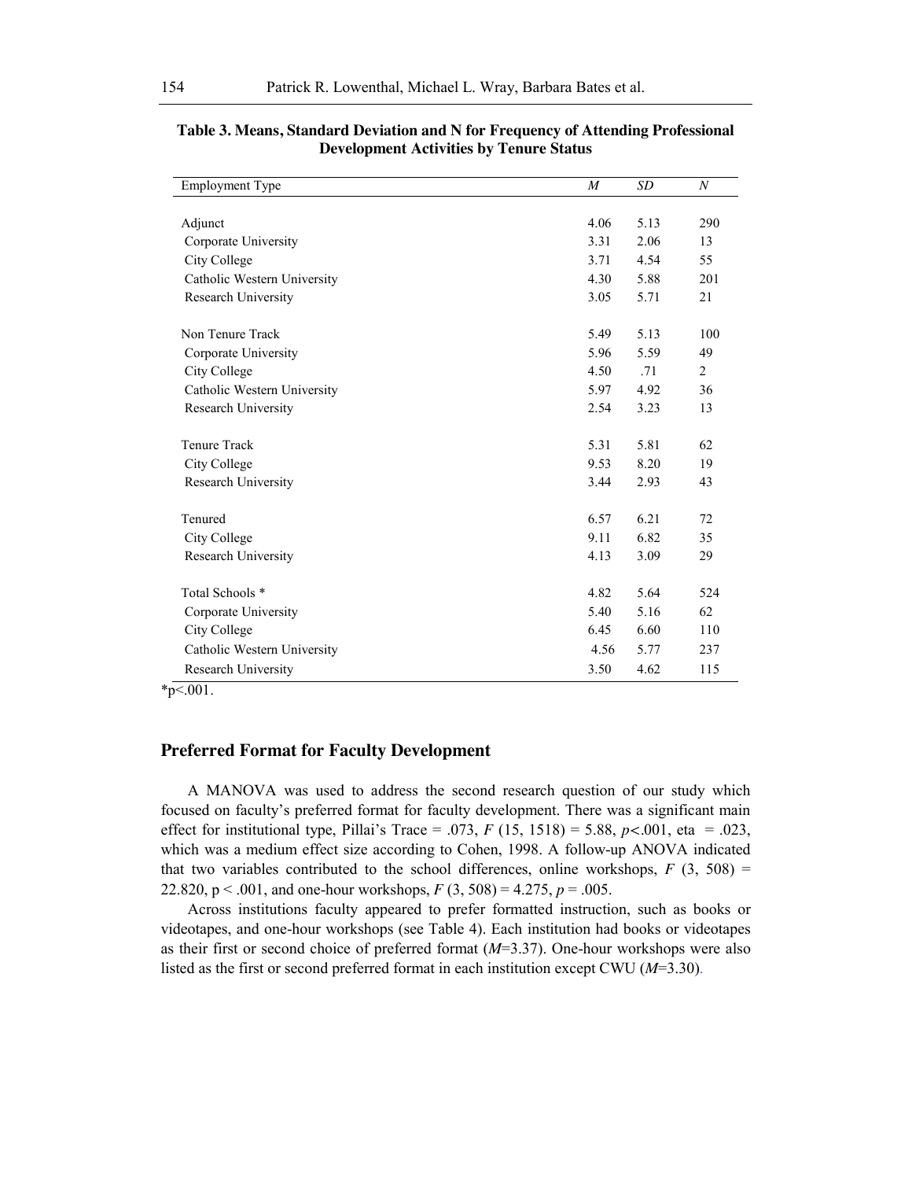**Table 3. Means, Standard Deviation and N for Frequency of Attending Professional Development Activities by Tenure Status**

| Employment Type | *M* | *SD* | *N* |
|---|---|---|---|
| Adjunct | 4.06 | 5.13 | 290 |
| Corporate University | 3.31 | 2.06 | 13 |
| City College | 3.71 | 4.54 | 55 |
| Catholic Western University | 4.30 | 5.88 | 201 |
| Research University | 3.05 | 5.71 | 21 |
| Non Tenure Track | 5.49 | 5.13 | 100 |
| Corporate University | 5.96 | 5.59 | 49 |
| City College | 4.50 | .71 | 2 |
| Catholic Western University | 5.97 | 4.92 | 36 |
| Research University | 2.54 | 3.23 | 13 |
| Tenure Track | 5.31 | 5.81 | 62 |
| City College | 9.53 | 8.20 | 19 |
| Research University | 3.44 | 2.93 | 43 |
| Tenured | 6.57 | 6.21 | 72 |
| City College | 9.11 | 6.82 | 35 |
| Research University | 4.13 | 3.09 | 29 |
| Total Schools * | 4.82 | 5.64 | 524 |
| Corporate University | 5.40 | 5.16 | 62 |
| City College | 6.45 | 6.60 | 110 |
| Catholic Western University | 4.56 | 5.77 | 237 |
| Research University | 3.50 | 4.62 | 115 |

$^*p<.001$.

## Preferred Format for Faculty Development

A MANOVA was used to address the second research question of our study which focused on faculty's preferred format for faculty development. There was a significant main effect for institutional type, Pillai's Trace = .073, $F$ (15, 1518) = 5.88, $p$<.001, eta = .023, which was a medium effect size according to Cohen, 1998. A follow-up ANOVA indicated that two variables contributed to the school differences, online workshops, $F$ (3, 508) = 22.820, p < .001, and one-hour workshops, $F$ (3, 508) = 4.275, $p$ = .005.

Across institutions faculty appeared to prefer formatted instruction, such as books or videotapes, and one-hour workshops (see Table 4). Each institution had books or videotapes as their first or second choice of preferred format ($M$=3.37). One-hour workshops were also listed as the first or second preferred format in each institution except CWU ($M$=3.30).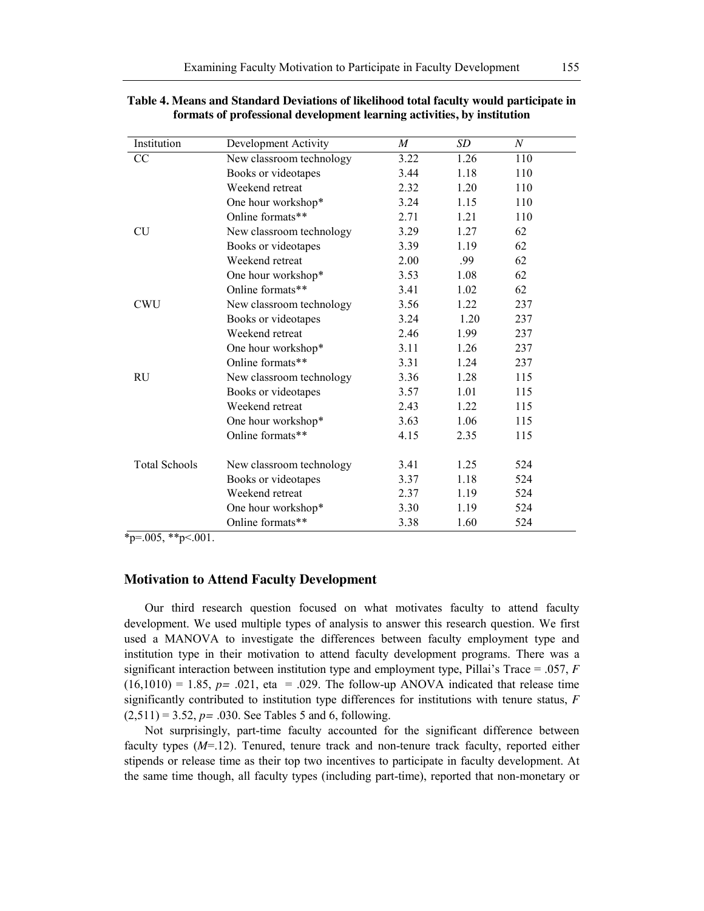**Table 4. Means and Standard Deviations of likelihood total faculty would participate in formats of professional development learning activities, by institution**

| Institution | Development Activity | *M* | *SD* | *N* |
|---|---|---|---|---|
| CC | New classroom technology | 3.22 | 1.26 | 110 |
| | Books or videotapes | 3.44 | 1.18 | 110 |
| | Weekend retreat | 2.32 | 1.20 | 110 |
| | One hour workshop* | 3.24 | 1.15 | 110 |
| | Online formats** | 2.71 | 1.21 | 110 |
| CU | New classroom technology | 3.29 | 1.27 | 62 |
| | Books or videotapes | 3.39 | 1.19 | 62 |
| | Weekend retreat | 2.00 | .99 | 62 |
| | One hour workshop* | 3.53 | 1.08 | 62 |
| | Online formats** | 3.41 | 1.02 | 62 |
| CWU | New classroom technology | 3.56 | 1.22 | 237 |
| | Books or videotapes | 3.24 | 1.20 | 237 |
| | Weekend retreat | 2.46 | 1.99 | 237 |
| | One hour workshop* | 3.11 | 1.26 | 237 |
| | Online formats** | 3.31 | 1.24 | 237 |
| RU | New classroom technology | 3.36 | 1.28 | 115 |
| | Books or videotapes | 3.57 | 1.01 | 115 |
| | Weekend retreat | 2.43 | 1.22 | 115 |
| | One hour workshop* | 3.63 | 1.06 | 115 |
| | Online formats** | 4.15 | 2.35 | 115 |
| Total Schools | New classroom technology | 3.41 | 1.25 | 524 |
| | Books or videotapes | 3.37 | 1.18 | 524 |
| | Weekend retreat | 2.37 | 1.19 | 524 |
| | One hour workshop* | 3.30 | 1.19 | 524 |
| | Online formats** | 3.38 | 1.60 | 524 |

*p=.005, **p<.001.

## Motivation to Attend Faculty Development

Our third research question focused on what motivates faculty to attend faculty development. We used multiple types of analysis to answer this research question. We first used a MANOVA to investigate the differences between faculty employment type and institution type in their motivation to attend faculty development programs. There was a significant interaction between institution type and employment type, Pillai's Trace = .057, $F(16,1010) = 1.85$, $p = .021$, eta = .029. The follow-up ANOVA indicated that release time significantly contributed to institution type differences for institutions with tenure status, $F(2,511) = 3.52$, $p = .030$. See Tables 5 and 6, following.

Not surprisingly, part-time faculty accounted for the significant difference between faculty types ($M$=.12). Tenured, tenure track and non-tenure track faculty, reported either stipends or release time as their top two incentives to participate in faculty development. At the same time though, all faculty types (including part-time), reported that non-monetary or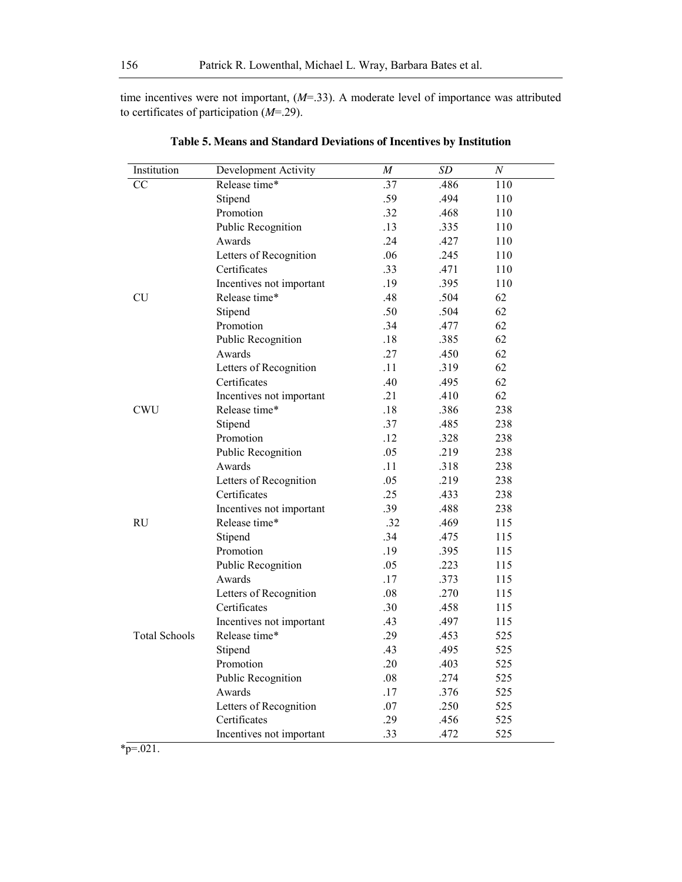time incentives were not important, (*M*=.33). A moderate level of importance was attributed to certificates of participation (*M*=.29).

**Table 5. Means and Standard Deviations of Incentives by Institution**

| Institution | Development Activity | *M* | *SD* | *N* |
|---|---|---|---|---|
| CC | Release time* | .37 | .486 | 110 |
| | Stipend | .59 | .494 | 110 |
| | Promotion | .32 | .468 | 110 |
| | Public Recognition | .13 | .335 | 110 |
| | Awards | .24 | .427 | 110 |
| | Letters of Recognition | .06 | .245 | 110 |
| | Certificates | .33 | .471 | 110 |
| | Incentives not important | .19 | .395 | 110 |
| CU | Release time* | .48 | .504 | 62 |
| | Stipend | .50 | .504 | 62 |
| | Promotion | .34 | .477 | 62 |
| | Public Recognition | .18 | .385 | 62 |
| | Awards | .27 | .450 | 62 |
| | Letters of Recognition | .11 | .319 | 62 |
| | Certificates | .40 | .495 | 62 |
| | Incentives not important | .21 | .410 | 62 |
| CWU | Release time* | .18 | .386 | 238 |
| | Stipend | .37 | .485 | 238 |
| | Promotion | .12 | .328 | 238 |
| | Public Recognition | .05 | .219 | 238 |
| | Awards | .11 | .318 | 238 |
| | Letters of Recognition | .05 | .219 | 238 |
| | Certificates | .25 | .433 | 238 |
| | Incentives not important | .39 | .488 | 238 |
| RU | Release time* | .32 | .469 | 115 |
| | Stipend | .34 | .475 | 115 |
| | Promotion | .19 | .395 | 115 |
| | Public Recognition | .05 | .223 | 115 |
| | Awards | .17 | .373 | 115 |
| | Letters of Recognition | .08 | .270 | 115 |
| | Certificates | .30 | .458 | 115 |
| | Incentives not important | .43 | .497 | 115 |
| Total Schools | Release time* | .29 | .453 | 525 |
| | Stipend | .43 | .495 | 525 |
| | Promotion | .20 | .403 | 525 |
| | Public Recognition | .08 | .274 | 525 |
| | Awards | .17 | .376 | 525 |
| | Letters of Recognition | .07 | .250 | 525 |
| | Certificates | .29 | .456 | 525 |
| | Incentives not important | .33 | .472 | 525 |

*p=.021.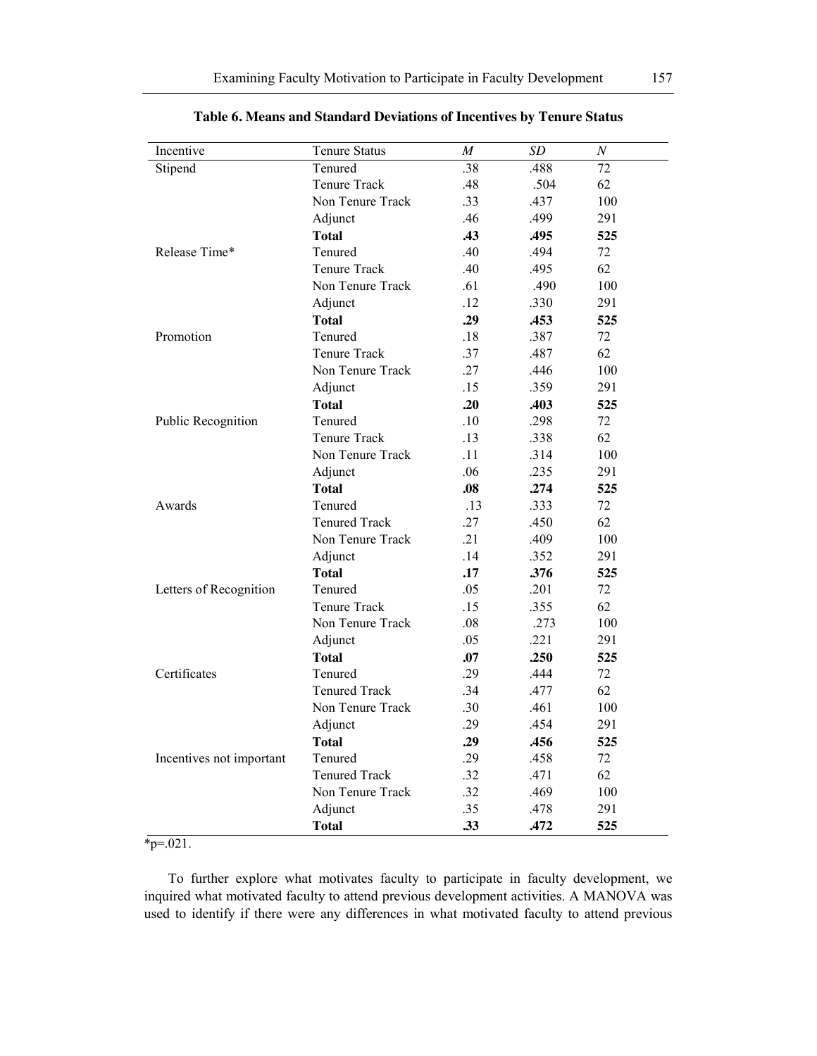**Table 6. Means and Standard Deviations of Incentives by Tenure Status**

| Incentive | Tenure Status | *M* | *SD* | *N* |
|---|---|---|---|---|
| Stipend | Tenured | .38 | .488 | 72 |
| | Tenure Track | .48 | .504 | 62 |
| | Non Tenure Track | .33 | .437 | 100 |
| | Adjunct | .46 | .499 | 291 |
| | **Total** | **.43** | **.495** | **525** |
| Release Time* | Tenured | .40 | .494 | 72 |
| | Tenure Track | .40 | .495 | 62 |
| | Non Tenure Track | .61 | .490 | 100 |
| | Adjunct | .12 | .330 | 291 |
| | **Total** | **.29** | **.453** | **525** |
| Promotion | Tenured | .18 | .387 | 72 |
| | Tenure Track | .37 | .487 | 62 |
| | Non Tenure Track | .27 | .446 | 100 |
| | Adjunct | .15 | .359 | 291 |
| | **Total** | **.20** | **.403** | **525** |
| Public Recognition | Tenured | .10 | .298 | 72 |
| | Tenure Track | .13 | .338 | 62 |
| | Non Tenure Track | .11 | .314 | 100 |
| | Adjunct | .06 | .235 | 291 |
| | **Total** | **.08** | **.274** | **525** |
| Awards | Tenured | .13 | .333 | 72 |
| | Tenured Track | .27 | .450 | 62 |
| | Non Tenure Track | .21 | .409 | 100 |
| | Adjunct | .14 | .352 | 291 |
| | **Total** | **.17** | **.376** | **525** |
| Letters of Recognition | Tenured | .05 | .201 | 72 |
| | Tenure Track | .15 | .355 | 62 |
| | Non Tenure Track | .08 | .273 | 100 |
| | Adjunct | .05 | .221 | 291 |
| | **Total** | **.07** | **.250** | **525** |
| Certificates | Tenured | .29 | .444 | 72 |
| | Tenured Track | .34 | .477 | 62 |
| | Non Tenure Track | .30 | .461 | 100 |
| | Adjunct | .29 | .454 | 291 |
| | **Total** | **.29** | **.456** | **525** |
| Incentives not important | Tenured | .29 | .458 | 72 |
| | Tenured Track | .32 | .471 | 62 |
| | Non Tenure Track | .32 | .469 | 100 |
| | Adjunct | .35 | .478 | 291 |
| | **Total** | **.33** | **.472** | **525** |

*p=.021.

To further explore what motivates faculty to participate in faculty development, we inquired what motivated faculty to attend previous development activities. A MANOVA was used to identify if there were any differences in what motivated faculty to attend previous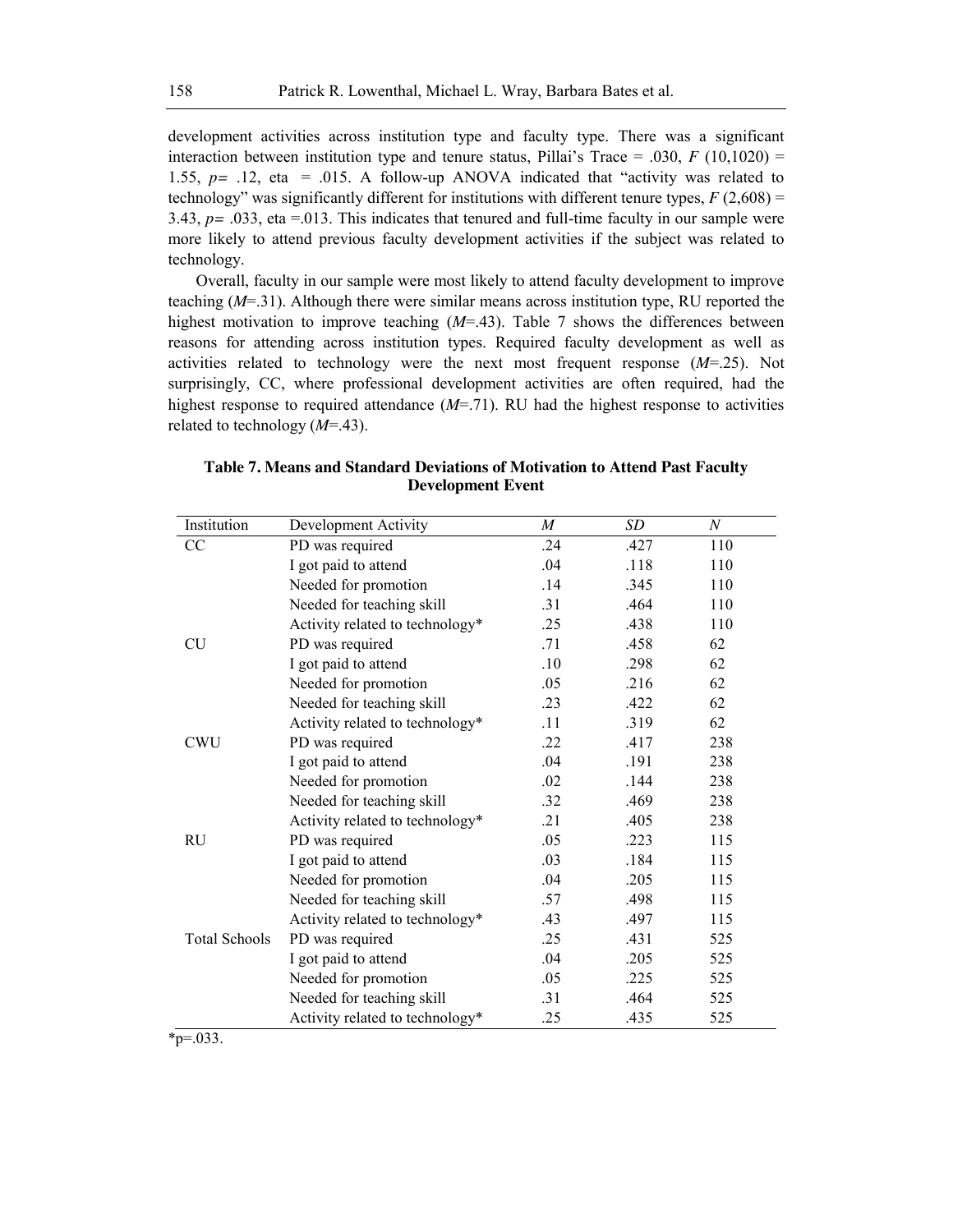development activities across institution type and faculty type. There was a significant interaction between institution type and tenure status, Pillai's Trace = .030, $F$ (10,1020) = 1.55, $p$= .12, eta = .015. A follow-up ANOVA indicated that "activity was related to technology" was significantly different for institutions with different tenure types, $F$ (2,608) = 3.43, $p$= .033, eta =.013. This indicates that tenured and full-time faculty in our sample were more likely to attend previous faculty development activities if the subject was related to technology.

Overall, faculty in our sample were most likely to attend faculty development to improve teaching ($M$=.31). Although there were similar means across institution type, RU reported the highest motivation to improve teaching ($M$=.43). Table 7 shows the differences between reasons for attending across institution types. Required faculty development as well as activities related to technology were the next most frequent response ($M$=.25). Not surprisingly, CC, where professional development activities are often required, had the highest response to required attendance ($M$=.71). RU had the highest response to activities related to technology ($M$=.43).

**Table 7. Means and Standard Deviations of Motivation to Attend Past Faculty Development Event**

| Institution | Development Activity | *M* | *SD* | *N* |
|---|---|---|---|---|
| CC | PD was required | .24 | .427 | 110 |
| | I got paid to attend | .04 | .118 | 110 |
| | Needed for promotion | .14 | .345 | 110 |
| | Needed for teaching skill | .31 | .464 | 110 |
| | Activity related to technology* | .25 | .438 | 110 |
| CU | PD was required | .71 | .458 | 62 |
| | I got paid to attend | .10 | .298 | 62 |
| | Needed for promotion | .05 | .216 | 62 |
| | Needed for teaching skill | .23 | .422 | 62 |
| | Activity related to technology* | .11 | .319 | 62 |
| CWU | PD was required | .22 | .417 | 238 |
| | I got paid to attend | .04 | .191 | 238 |
| | Needed for promotion | .02 | .144 | 238 |
| | Needed for teaching skill | .32 | .469 | 238 |
| | Activity related to technology* | .21 | .405 | 238 |
| RU | PD was required | .05 | .223 | 115 |
| | I got paid to attend | .03 | .184 | 115 |
| | Needed for promotion | .04 | .205 | 115 |
| | Needed for teaching skill | .57 | .498 | 115 |
| | Activity related to technology* | .43 | .497 | 115 |
| Total Schools | PD was required | .25 | .431 | 525 |
| | I got paid to attend | .04 | .205 | 525 |
| | Needed for promotion | .05 | .225 | 525 |
| | Needed for teaching skill | .31 | .464 | 525 |
| | Activity related to technology* | .25 | .435 | 525 |

*p=.033.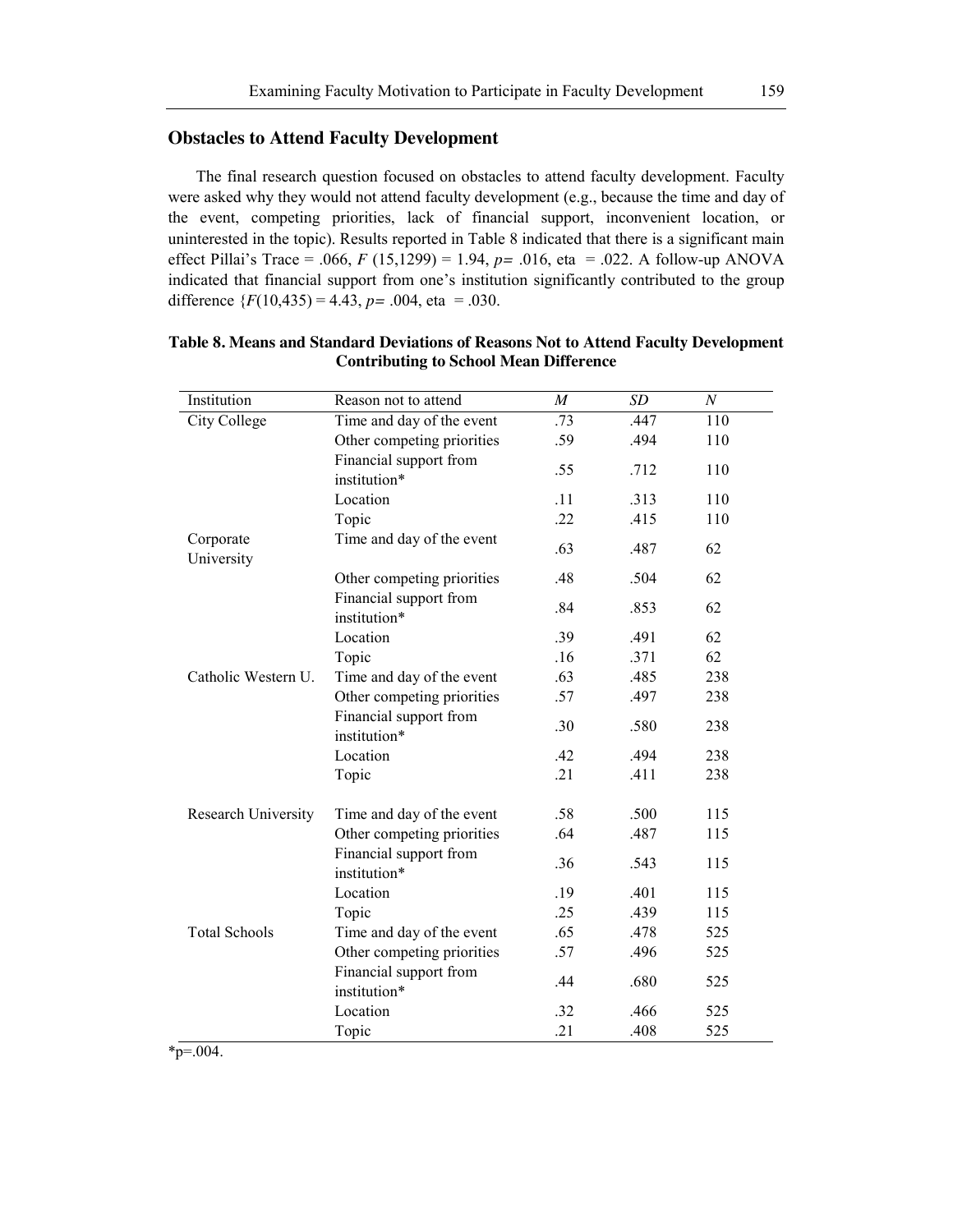## Obstacles to Attend Faculty Development

The final research question focused on obstacles to attend faculty development. Faculty were asked why they would not attend faculty development (e.g., because the time and day of the event, competing priorities, lack of financial support, inconvenient location, or uninterested in the topic). Results reported in Table 8 indicated that there is a significant main effect Pillai's Trace = .066, $F$ (15,1299) = 1.94, $p=$ .016, eta = .022. A follow-up ANOVA indicated that financial support from one's institution significantly contributed to the group difference {$F$(10,435) = 4.43, $p=$ .004, eta = .030.

**Table 8. Means and Standard Deviations of Reasons Not to Attend Faculty Development Contributing to School Mean Difference**

| Institution | Reason not to attend | *M* | *SD* | *N* |
|---|---|---|---|---|
| City College | Time and day of the event | .73 | .447 | 110 |
| | Other competing priorities | .59 | .494 | 110 |
| | Financial support from institution* | .55 | .712 | 110 |
| | Location | .11 | .313 | 110 |
| | Topic | .22 | .415 | 110 |
| Corporate University | Time and day of the event | .63 | .487 | 62 |
| | Other competing priorities | .48 | .504 | 62 |
| | Financial support from institution* | .84 | .853 | 62 |
| | Location | .39 | .491 | 62 |
| | Topic | .16 | .371 | 62 |
| Catholic Western U. | Time and day of the event | .63 | .485 | 238 |
| | Other competing priorities | .57 | .497 | 238 |
| | Financial support from institution* | .30 | .580 | 238 |
| | Location | .42 | .494 | 238 |
| | Topic | .21 | .411 | 238 |
| Research University | Time and day of the event | .58 | .500 | 115 |
| | Other competing priorities | .64 | .487 | 115 |
| | Financial support from institution* | .36 | .543 | 115 |
| | Location | .19 | .401 | 115 |
| | Topic | .25 | .439 | 115 |
| Total Schools | Time and day of the event | .65 | .478 | 525 |
| | Other competing priorities | .57 | .496 | 525 |
| | Financial support from institution* | .44 | .680 | 525 |
| | Location | .32 | .466 | 525 |
| | Topic | .21 | .408 | 525 |

*p=.004.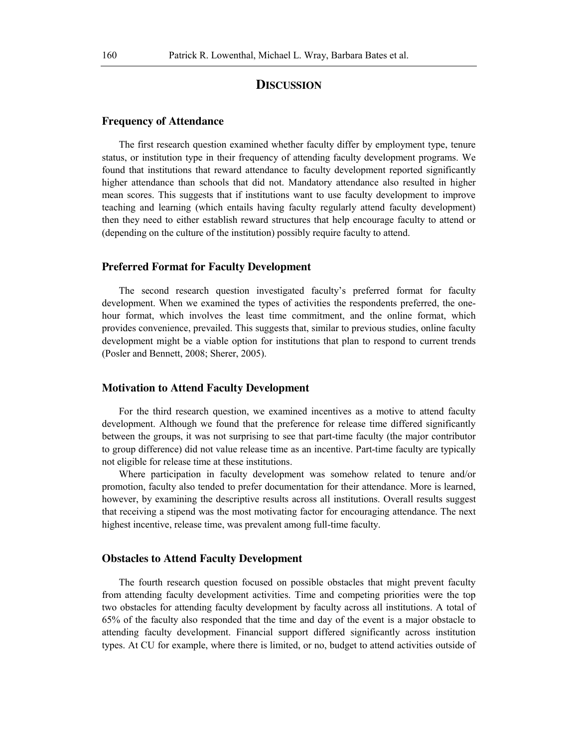## DISCUSSION

### Frequency of Attendance

The first research question examined whether faculty differ by employment type, tenure status, or institution type in their frequency of attending faculty development programs. We found that institutions that reward attendance to faculty development reported significantly higher attendance than schools that did not. Mandatory attendance also resulted in higher mean scores. This suggests that if institutions want to use faculty development to improve teaching and learning (which entails having faculty regularly attend faculty development) then they need to either establish reward structures that help encourage faculty to attend or (depending on the culture of the institution) possibly require faculty to attend.

### Preferred Format for Faculty Development

The second research question investigated faculty's preferred format for faculty development. When we examined the types of activities the respondents preferred, the one-hour format, which involves the least time commitment, and the online format, which provides convenience, prevailed. This suggests that, similar to previous studies, online faculty development might be a viable option for institutions that plan to respond to current trends (Posler and Bennett, 2008; Sherer, 2005).

### Motivation to Attend Faculty Development

For the third research question, we examined incentives as a motive to attend faculty development. Although we found that the preference for release time differed significantly between the groups, it was not surprising to see that part-time faculty (the major contributor to group difference) did not value release time as an incentive. Part-time faculty are typically not eligible for release time at these institutions.

Where participation in faculty development was somehow related to tenure and/or promotion, faculty also tended to prefer documentation for their attendance. More is learned, however, by examining the descriptive results across all institutions. Overall results suggest that receiving a stipend was the most motivating factor for encouraging attendance. The next highest incentive, release time, was prevalent among full-time faculty.

### Obstacles to Attend Faculty Development

The fourth research question focused on possible obstacles that might prevent faculty from attending faculty development activities. Time and competing priorities were the top two obstacles for attending faculty development by faculty across all institutions. A total of 65% of the faculty also responded that the time and day of the event is a major obstacle to attending faculty development. Financial support differed significantly across institution types. At CU for example, where there is limited, or no, budget to attend activities outside of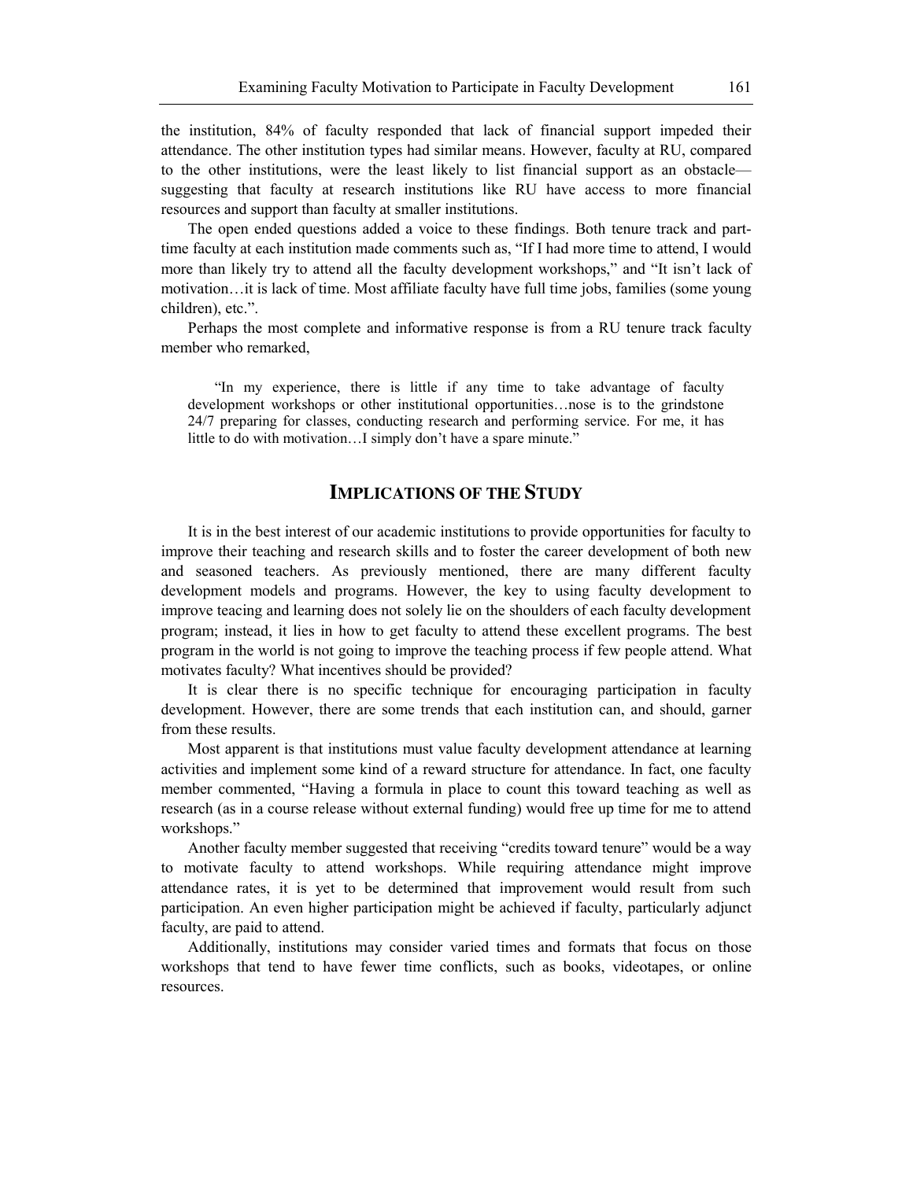the institution, 84% of faculty responded that lack of financial support impeded their attendance. The other institution types had similar means. However, faculty at RU, compared to the other institutions, were the least likely to list financial support as an obstacle—suggesting that faculty at research institutions like RU have access to more financial resources and support than faculty at smaller institutions.

The open ended questions added a voice to these findings. Both tenure track and part-time faculty at each institution made comments such as, "If I had more time to attend, I would more than likely try to attend all the faculty development workshops," and "It isn't lack of motivation…it is lack of time. Most affiliate faculty have full time jobs, families (some young children), etc.".

Perhaps the most complete and informative response is from a RU tenure track faculty member who remarked,

> "In my experience, there is little if any time to take advantage of faculty development workshops or other institutional opportunities…nose is to the grindstone 24/7 preparing for classes, conducting research and performing service. For me, it has little to do with motivation…I simply don't have a spare minute."

## IMPLICATIONS OF THE STUDY

It is in the best interest of our academic institutions to provide opportunities for faculty to improve their teaching and research skills and to foster the career development of both new and seasoned teachers. As previously mentioned, there are many different faculty development models and programs. However, the key to using faculty development to improve teacing and learning does not solely lie on the shoulders of each faculty development program; instead, it lies in how to get faculty to attend these excellent programs. The best program in the world is not going to improve the teaching process if few people attend. What motivates faculty? What incentives should be provided?

It is clear there is no specific technique for encouraging participation in faculty development. However, there are some trends that each institution can, and should, garner from these results.

Most apparent is that institutions must value faculty development attendance at learning activities and implement some kind of a reward structure for attendance. In fact, one faculty member commented, "Having a formula in place to count this toward teaching as well as research (as in a course release without external funding) would free up time for me to attend workshops."

Another faculty member suggested that receiving "credits toward tenure" would be a way to motivate faculty to attend workshops. While requiring attendance might improve attendance rates, it is yet to be determined that improvement would result from such participation. An even higher participation might be achieved if faculty, particularly adjunct faculty, are paid to attend.

Additionally, institutions may consider varied times and formats that focus on those workshops that tend to have fewer time conflicts, such as books, videotapes, or online resources.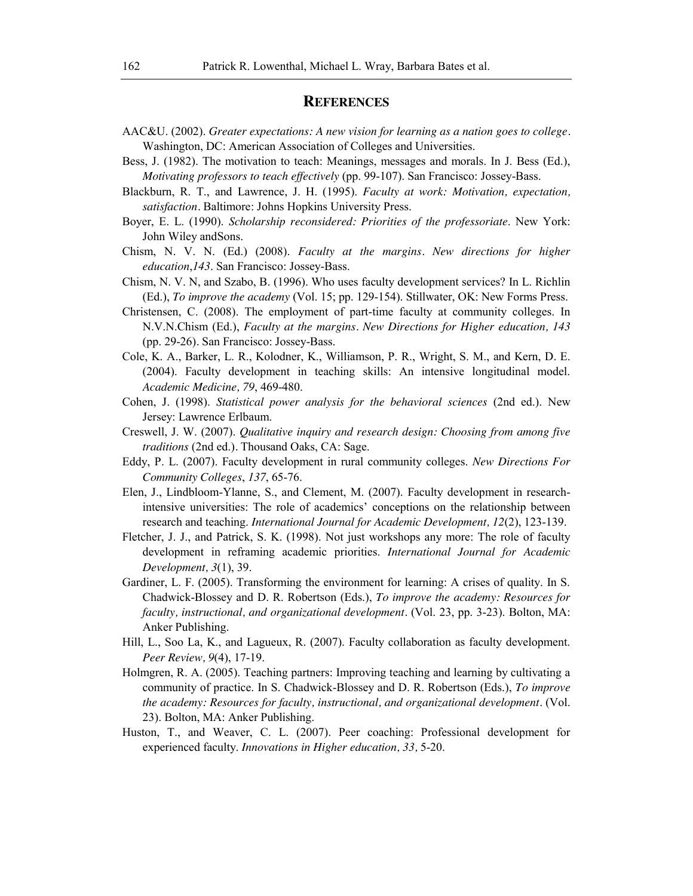## References

AAC&U. (2002). *Greater expectations: A new vision for learning as a nation goes to college*. Washington, DC: American Association of Colleges and Universities.

Bess, J. (1982). The motivation to teach: Meanings, messages and morals. In J. Bess (Ed.), *Motivating professors to teach effectively* (pp. 99-107). San Francisco: Jossey-Bass.

Blackburn, R. T., and Lawrence, J. H. (1995). *Faculty at work: Motivation, expectation, satisfaction*. Baltimore: Johns Hopkins University Press.

Boyer, E. L. (1990). *Scholarship reconsidered: Priorities of the professoriate*. New York: John Wiley andSons.

Chism, N. V. N. (Ed.) (2008). *Faculty at the margins*. *New directions for higher education*,*143*. San Francisco: Jossey-Bass.

Chism, N. V. N, and Szabo, B. (1996). Who uses faculty development services? In L. Richlin (Ed.), *To improve the academy* (Vol. 15; pp. 129-154). Stillwater, OK: New Forms Press.

Christensen, C. (2008). The employment of part-time faculty at community colleges. In N.V.N.Chism (Ed.), *Faculty at the margins*. *New Directions for Higher education, 143* (pp. 29-26). San Francisco: Jossey-Bass.

Cole, K. A., Barker, L. R., Kolodner, K., Williamson, P. R., Wright, S. M., and Kern, D. E. (2004). Faculty development in teaching skills: An intensive longitudinal model. *Academic Medicine, 79*, 469-480.

Cohen, J. (1998). *Statistical power analysis for the behavioral sciences* (2nd ed.). New Jersey: Lawrence Erlbaum.

Creswell, J. W. (2007). *Qualitative inquiry and research design: Choosing from among five traditions* (2nd ed.). Thousand Oaks, CA: Sage.

Eddy, P. L. (2007). Faculty development in rural community colleges. *New Directions For Community Colleges*, *137*, 65-76.

Elen, J., Lindbloom-Ylanne, S., and Clement, M. (2007). Faculty development in research-intensive universities: The role of academics' conceptions on the relationship between research and teaching. *International Journal for Academic Development, 12*(2), 123-139.

Fletcher, J. J., and Patrick, S. K. (1998). Not just workshops any more: The role of faculty development in reframing academic priorities. *International Journal for Academic Development, 3*(1), 39.

Gardiner, L. F. (2005). Transforming the environment for learning: A crises of quality. In S. Chadwick-Blossey and D. R. Robertson (Eds.), *To improve the academy: Resources for faculty, instructional, and organizational development*. (Vol. 23, pp. 3-23). Bolton, MA: Anker Publishing.

Hill, L., Soo La, K., and Lagueux, R. (2007). Faculty collaboration as faculty development. *Peer Review, 9*(4), 17-19.

Holmgren, R. A. (2005). Teaching partners: Improving teaching and learning by cultivating a community of practice. In S. Chadwick-Blossey and D. R. Robertson (Eds.), *To improve the academy: Resources for faculty, instructional, and organizational development*. (Vol. 23). Bolton, MA: Anker Publishing.

Huston, T., and Weaver, C. L. (2007). Peer coaching: Professional development for experienced faculty. *Innovations in Higher education, 33,* 5-20.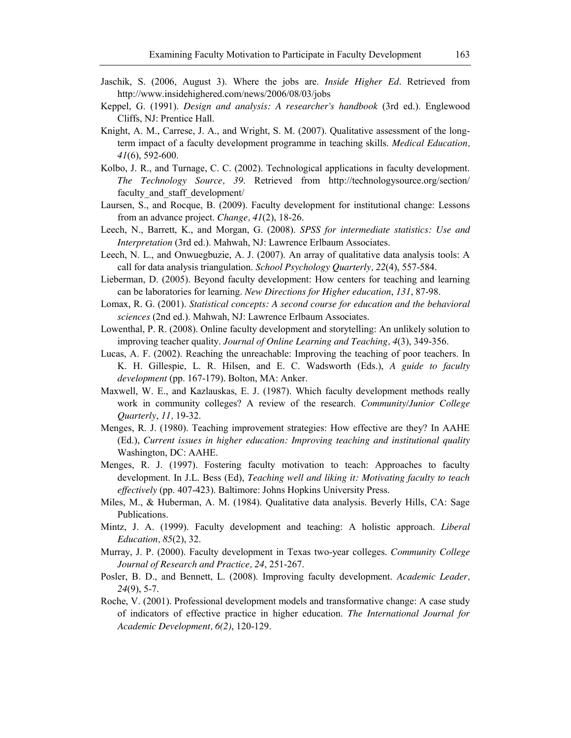Jaschik, S. (2006, August 3). Where the jobs are. *Inside Higher Ed*. Retrieved from http://www.insidehighered.com/news/2006/08/03/jobs

Keppel, G. (1991). *Design and analysis: A researcher's handbook* (3rd ed.). Englewood Cliffs, NJ: Prentice Hall.

Knight, A. M., Carrese, J. A., and Wright, S. M. (2007). Qualitative assessment of the long-term impact of a faculty development programme in teaching skills. *Medical Education, 41*(6), 592-600.

Kolbo, J. R., and Turnage, C. C. (2002). Technological applications in faculty development. *The Technology Source, 39*. Retrieved from http://technologysource.org/section/faculty_and_staff_development/

Laursen, S., and Rocque, B. (2009). Faculty development for institutional change: Lessons from an advance project. *Change, 41*(2), 18-26.

Leech, N., Barrett, K., and Morgan, G. (2008). *SPSS for intermediate statistics: Use and Interpretation* (3rd ed.). Mahwah, NJ: Lawrence Erlbaum Associates.

Leech, N. L., and Onwuegbuzie, A. J. (2007). An array of qualitative data analysis tools: A call for data analysis triangulation. *School Psychology Quarterly, 22*(4), 557-584.

Lieberman, D. (2005). Beyond faculty development: How centers for teaching and learning can be laboratories for learning. *New Directions for Higher education*, *131*, 87-98.

Lomax, R. G. (2001). *Statistical concepts: A second course for education and the behavioral sciences* (2nd ed.). Mahwah, NJ: Lawrence Erlbaum Associates.

Lowenthal, P. R. (2008). Online faculty development and storytelling: An unlikely solution to improving teacher quality. *Journal of Online Learning and Teaching, 4*(3), 349-356.

Lucas, A. F. (2002). Reaching the unreachable: Improving the teaching of poor teachers. In K. H. Gillespie, L. R. Hilsen, and E. C. Wadsworth (Eds.), *A guide to faculty development* (pp. 167-179). Bolton, MA: Anker.

Maxwell, W. E., and Kazlauskas, E. J. (1987). Which faculty development methods really work in community colleges? A review of the research. *Community/Junior College Quarterly*, *11,* 19-32.

Menges, R. J. (1980). Teaching improvement strategies: How effective are they? In AAHE (Ed.), *Current issues in higher education: Improving teaching and institutional quality* Washington, DC: AAHE.

Menges, R. J. (1997). Fostering faculty motivation to teach: Approaches to faculty development. In J.L. Bess (Ed), *Teaching well and liking it: Motivating faculty to teach effectively* (pp. 407-423). Baltimore: Johns Hopkins University Press.

Miles, M., & Huberman, A. M. (1984). Qualitative data analysis. Beverly Hills, CA: Sage Publications.

Mintz, J. A. (1999). Faculty development and teaching: A holistic approach. *Liberal Education, 85*(2), 32.

Murray, J. P. (2000). Faculty development in Texas two-year colleges. *Community College Journal of Research and Practice, 24*, 251-267.

Posler, B. D., and Bennett, L. (2008). Improving faculty development. *Academic Leader, 24*(9), 5-7.

Roche, V. (2001). Professional development models and transformative change: A case study of indicators of effective practice in higher education. *The International Journal for Academic Development, 6(2)*, 120-129.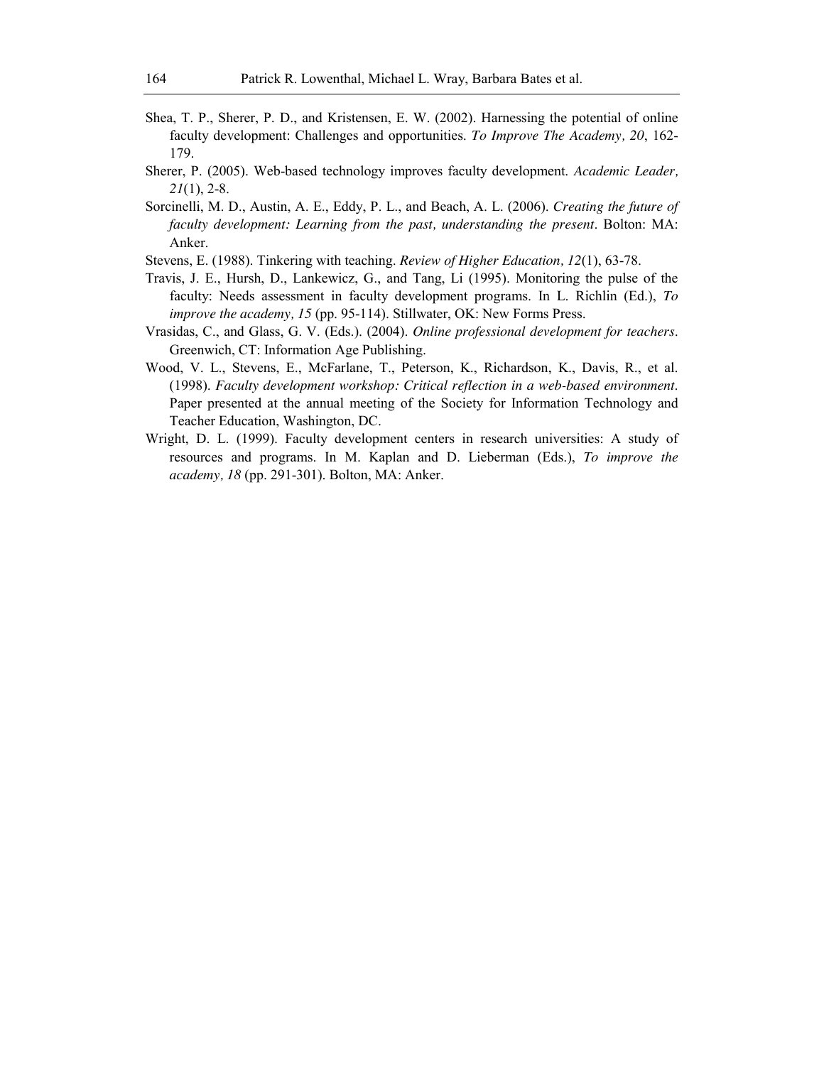Shea, T. P., Sherer, P. D., and Kristensen, E. W. (2002). Harnessing the potential of online faculty development: Challenges and opportunities. *To Improve The Academy, 20*, 162-179.

Sherer, P. (2005). Web-based technology improves faculty development. *Academic Leader, 21*(1), 2-8.

Sorcinelli, M. D., Austin, A. E., Eddy, P. L., and Beach, A. L. (2006). *Creating the future of faculty development: Learning from the past, understanding the present*. Bolton: MA: Anker.

Stevens, E. (1988). Tinkering with teaching. *Review of Higher Education, 12*(1), 63-78.

Travis, J. E., Hursh, D., Lankewicz, G., and Tang, Li (1995). Monitoring the pulse of the faculty: Needs assessment in faculty development programs. In L. Richlin (Ed.), *To improve the academy, 15* (pp. 95-114). Stillwater, OK: New Forms Press.

Vrasidas, C., and Glass, G. V. (Eds.). (2004). *Online professional development for teachers*. Greenwich, CT: Information Age Publishing.

Wood, V. L., Stevens, E., McFarlane, T., Peterson, K., Richardson, K., Davis, R., et al. (1998). *Faculty development workshop: Critical reflection in a web-based environment*. Paper presented at the annual meeting of the Society for Information Technology and Teacher Education, Washington, DC.

Wright, D. L. (1999). Faculty development centers in research universities: A study of resources and programs. In M. Kaplan and D. Lieberman (Eds.), *To improve the academy, 18* (pp. 291-301). Bolton, MA: Anker.